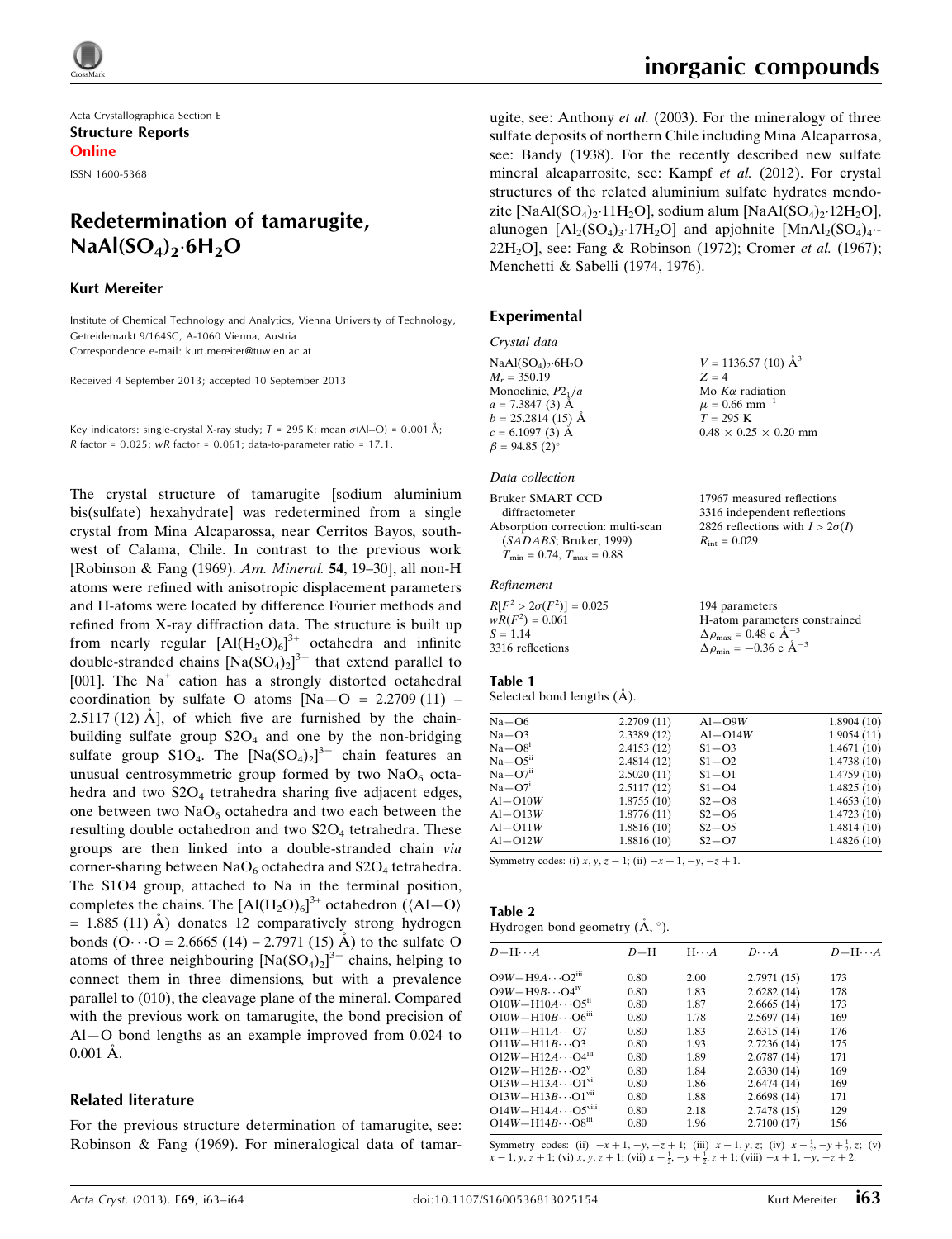Acta Crystallographica Section E

**Structure Reports Online**

ISSN 1600-5368

# Redetermination of tamarugite, $NaAl(SO_4)_2·6H_2O$

**Kurt Mereiter**

Institute of Chemical Technology and Analytics, Vienna University of Technology, Getreidemarkt 9/164SC, A-1060 Vienna, Austria
Correspondence e-mail: kurt.mereiter@tuwien.ac.at

Received 4 September 2013; accepted 10 September 2013

Key indicators: single-crystal X-ray study; $T$ = 295 K; mean $\sigma$(Al–O) = 0.001 Å; $R$ factor = 0.025; $wR$ factor = 0.061; data-to-parameter ratio = 17.1.

The crystal structure of tamarugite [sodium aluminium bis(sulfate) hexahydrate] was redetermined from a single crystal from Mina Alcaparossa, near Cerritos Bayos, southwest of Calama, Chile. In contrast to the previous work [Robinson & Fang (1969). *Am. Mineral.* **54**, 19–30], all non-H atoms were refined with anisotropic displacement parameters and H-atoms were located by difference Fourier methods and refined from X-ray diffraction data. The structure is built up from nearly regular $[Al(H_2O)_6]^{3+}$ octahedra and infinite double-stranded chains $[Na(SO_4)_2]^{3-}$ that extend parallel to [001]. The $Na^+$ cation has a strongly distorted octahedral coordination by sulfate O atoms [Na—O = 2.2709 (11) – 2.5117 (12) Å], of which five are furnished by the chain-building sulfate group S2O$_4$ and one by the non-bridging sulfate group S1O$_4$. The $[Na(SO_4)_2]^{3-}$ chain features an unusual centrosymmetric group formed by two NaO$_6$ octahedra and two S2O$_4$ tetrahedra sharing five adjacent edges, one between two NaO$_6$ octahedra and two each between the resulting double octahedron and two S2O$_4$ tetrahedra. These groups are then linked into a double-stranded chain *via* corner-sharing between NaO$_6$ octahedra and S2O$_4$ tetrahedra. The S1O4 group, attached to Na in the terminal position, completes the chains. The $[Al(H_2O)_6]^{3+}$ octahedron ($\langle$Al—O$\rangle$ = 1.885 (11) Å) donates 12 comparatively strong hydrogen bonds (O···O = 2.6665 (14) – 2.7971 (15) Å) to the sulfate O atoms of three neighbouring $[Na(SO_4)_2]^{3-}$ chains, helping to connect them in three dimensions, but with a prevalence parallel to (010), the cleavage plane of the mineral. Compared with the previous work on tamarugite, the bond precision of Al—O bond lengths as an example improved from 0.024 to 0.001 Å.

## Related literature

For the previous structure determination of tamarugite, see: Robinson & Fang (1969). For mineralogical data of tamarugite, see: Anthony *et al.* (2003). For the mineralogy of three sulfate deposits of northern Chile including Mina Alcaparrosa, see: Bandy (1938). For the recently described new sulfate mineral alcaparrosite, see: Kampf *et al.* (2012). For crystal structures of the related aluminium sulfate hydrates mendozite [$NaAl(SO_4)_2·11H_2O$], sodium alum [$NaAl(SO_4)_2·12H_2O$], alunogen [$Al_2(SO_4)_3·17H_2O$] and apjohnite [$MnAl_2(SO_4)_4·22H_2O$], see: Fang & Robinson (1972); Cromer *et al.* (1967); Menchetti & Sabelli (1974, 1976).

## Experimental

### Crystal data

$NaAl(SO_4)_2·6H_2O$
$M_r$ = 350.19
Monoclinic, $P2_1/a$
$a$ = 7.3847 (3) Å
$b$ = 25.2814 (15) Å
$c$ = 6.1097 (3) Å
$\beta$ = 94.85 (2)°
$V$ = 1136.57 (10) Å$^3$
$Z$ = 4
Mo $K\alpha$ radiation
$\mu$ = 0.66 mm$^{-1}$
$T$ = 295 K
0.48 × 0.25 × 0.20 mm

### Data collection

Bruker SMART CCD diffractometer
Absorption correction: multi-scan (*SADABS*; Bruker, 1999)
$T_{min}$ = 0.74, $T_{max}$ = 0.88
17967 measured reflections
3316 independent reflections
2826 reflections with $I > 2\sigma(I)$
$R_{int}$ = 0.029

### Refinement

$R[F^2 > 2\sigma(F^2)]$ = 0.025
$wR(F^2)$ = 0.061
$S$ = 1.14
3316 reflections
194 parameters
H-atom parameters constrained
$\Delta\rho_{max}$ = 0.48 e Å$^{-3}$
$\Delta\rho_{min}$ = −0.36 e Å$^{-3}$

**Table 1**
Selected bond lengths (Å).

| | | | |
|---|---|---|---|
| Na—O6 | 2.2709 (11) | Al—O9W | 1.8904 (10) |
| Na—O3 | 2.3389 (12) | Al—O14W | 1.9054 (11) |
| Na—O8$^{i}$ | 2.4153 (12) | S1—O3 | 1.4671 (10) |
| Na—O5$^{ii}$ | 2.4814 (12) | S1—O2 | 1.4738 (10) |
| Na—O7$^{ii}$ | 2.5020 (11) | S1—O1 | 1.4759 (10) |
| Na—O7$^{i}$ | 2.5117 (12) | S1—O4 | 1.4825 (10) |
| Al—O10W | 1.8755 (10) | S2—O8 | 1.4653 (10) |
| Al—O13W | 1.8776 (11) | S2—O6 | 1.4723 (10) |
| Al—O11W | 1.8816 (10) | S2—O5 | 1.4814 (10) |
| Al—O12W | 1.8816 (10) | S2—O7 | 1.4826 (10) |

Symmetry codes: (i) $x, y, z-1$; (ii) $-x+1, -y, -z+1$.

**Table 2**
Hydrogen-bond geometry (Å, °).

| $D$—H···$A$ | $D$—H | H···$A$ | $D$···$A$ | $D$—H···$A$ |
|---|---|---|---|---|
| O9W—H9A···O2$^{iii}$ | 0.80 | 2.00 | 2.7971 (15) | 173 |
| O9W—H9B···O4$^{iv}$ | 0.80 | 1.83 | 2.6282 (14) | 178 |
| O10W—H10A···O5$^{ii}$ | 0.80 | 1.87 | 2.6665 (14) | 173 |
| O10W—H10B···O6$^{iii}$ | 0.80 | 1.78 | 2.5697 (14) | 169 |
| O11W—H11A···O7 | 0.80 | 1.83 | 2.6315 (14) | 176 |
| O11W—H11B···O3 | 0.80 | 1.93 | 2.7236 (14) | 175 |
| O12W—H12A···O4$^{iii}$ | 0.80 | 1.89 | 2.6787 (14) | 171 |
| O12W—H12B···O2$^{v}$ | 0.80 | 1.84 | 2.6330 (14) | 169 |
| O13W—H13A···O1$^{vi}$ | 0.80 | 1.86 | 2.6474 (14) | 169 |
| O13W—H13B···O1$^{vii}$ | 0.80 | 1.88 | 2.6698 (14) | 171 |
| O14W—H14A···O5$^{viii}$ | 0.80 | 2.18 | 2.7478 (15) | 129 |
| O14W—H14B···O8$^{iii}$ | 0.80 | 1.96 | 2.7100 (17) | 156 |

Symmetry codes: (ii) $-x+1, -y, -z+1$; (iii) $x-1, y, z$; (iv) $x-\frac{1}{2}, -y+\frac{1}{2}, z$; (v) $x-1, y, z+1$; (vi) $x, y, z+1$; (vii) $x-\frac{1}{2}, -y+\frac{1}{2}, z+1$; (viii) $-x+1, -y, -z+2$.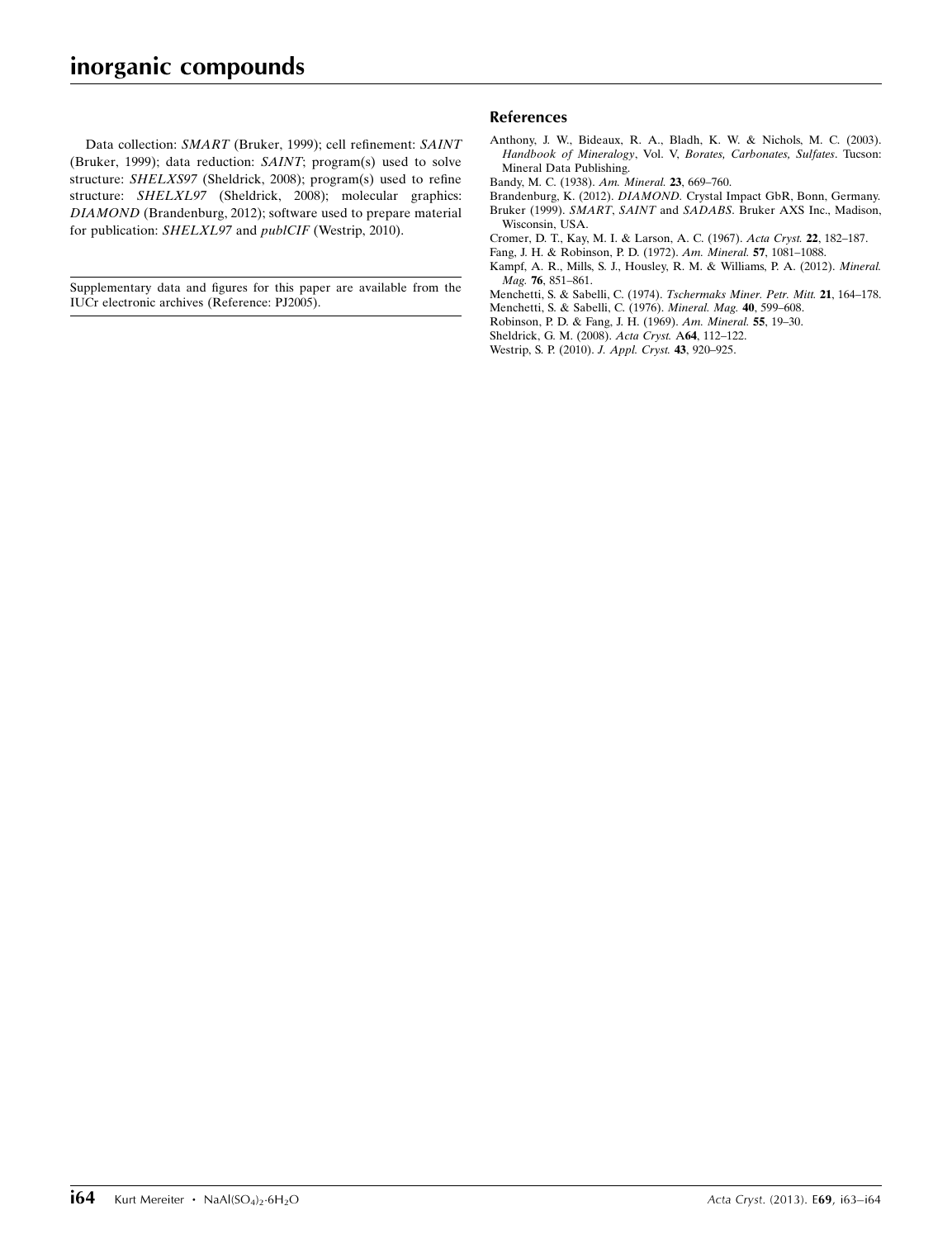Data collection: *SMART* (Bruker, 1999); cell refinement: *SAINT* (Bruker, 1999); data reduction: *SAINT*; program(s) used to solve structure: *SHELXS97* (Sheldrick, 2008); program(s) used to refine structure: *SHELXL97* (Sheldrick, 2008); molecular graphics: *DIAMOND* (Brandenburg, 2012); software used to prepare material for publication: *SHELXL97* and *publCIF* (Westrip, 2010).

Supplementary data and figures for this paper are available from the IUCr electronic archives (Reference: PJ2005).

## References

Anthony, J. W., Bideaux, R. A., Bladh, K. W. & Nichols, M. C. (2003). *Handbook of Mineralogy*, Vol. V, *Borates, Carbonates, Sulfates*. Tucson: Mineral Data Publishing.

Bandy, M. C. (1938). *Am. Mineral.* **23**, 669–760.

Brandenburg, K. (2012). *DIAMOND*. Crystal Impact GbR, Bonn, Germany.

Bruker (1999). *SMART*, *SAINT* and *SADABS*. Bruker AXS Inc., Madison, Wisconsin, USA.

Cromer, D. T., Kay, M. I. & Larson, A. C. (1967). *Acta Cryst.* **22**, 182–187.

Fang, J. H. & Robinson, P. D. (1972). *Am. Mineral.* **57**, 1081–1088.

Kampf, A. R., Mills, S. J., Housley, R. M. & Williams, P. A. (2012). *Mineral. Mag.* **76**, 851–861.

Menchetti, S. & Sabelli, C. (1974). *Tschermaks Miner. Petr. Mitt.* **21**, 164–178.

Menchetti, S. & Sabelli, C. (1976). *Mineral. Mag.* **40**, 599–608.

Robinson, P. D. & Fang, J. H. (1969). *Am. Mineral.* **55**, 19–30.

Sheldrick, G. M. (2008). *Acta Cryst.* A**64**, 112–122.

Westrip, S. P. (2010). *J. Appl. Cryst.* **43**, 920–925.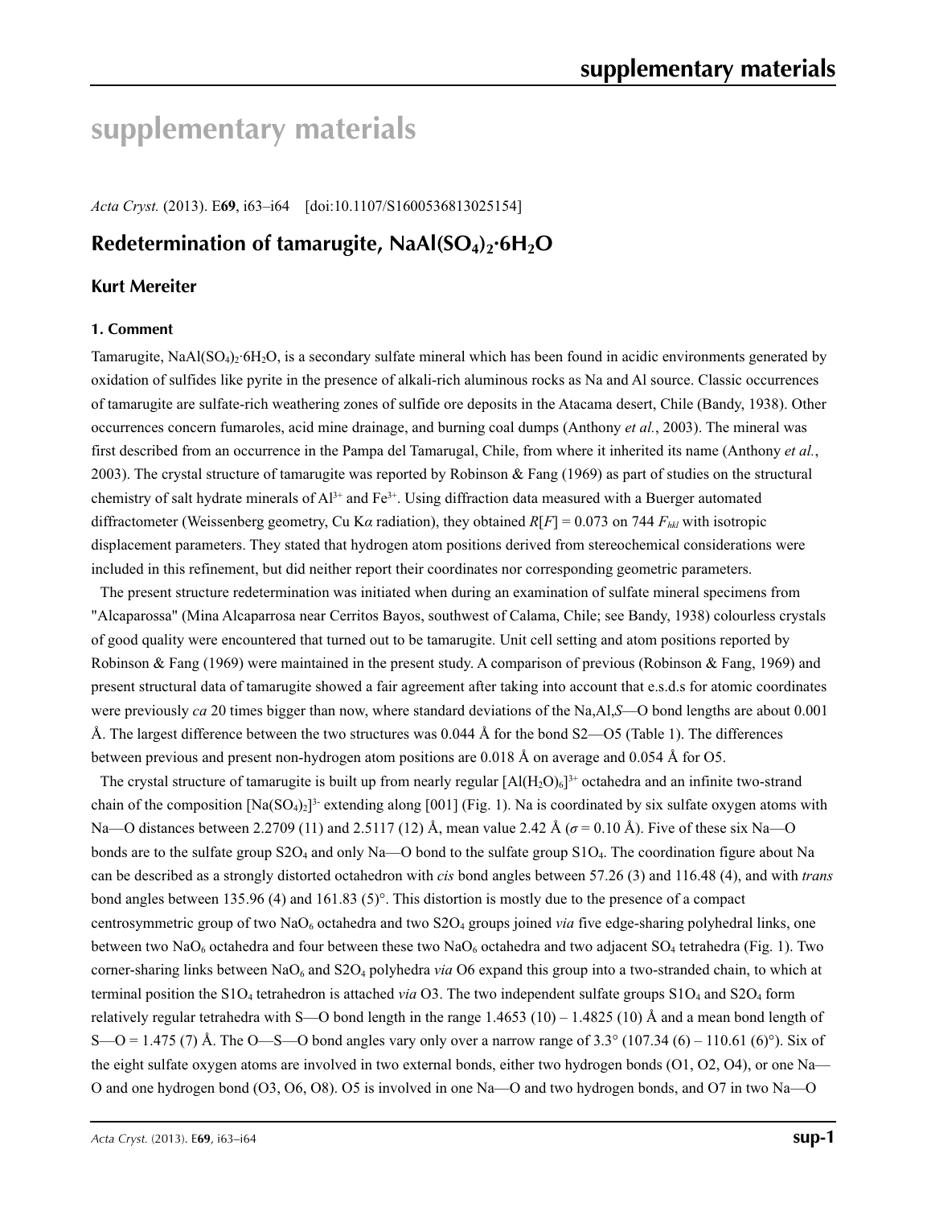# supplementary materials

*Acta Cryst.* (2013). E**69**, i63–i64    [doi:10.1107/S1600536813025154]

## Redetermination of tamarugite, $NaAl(SO_4)_2{\cdot}6H_2O$

### Kurt Mereiter

### 1. Comment

Tamarugite, $NaAl(SO_4)_2{\cdot}6H_2O$, is a secondary sulfate mineral which has been found in acidic environments generated by oxidation of sulfides like pyrite in the presence of alkali-rich aluminous rocks as Na and Al source. Classic occurrences of tamarugite are sulfate-rich weathering zones of sulfide ore deposits in the Atacama desert, Chile (Bandy, 1938). Other occurrences concern fumaroles, acid mine drainage, and burning coal dumps (Anthony *et al.*, 2003). The mineral was first described from an occurrence in the Pampa del Tamarugal, Chile, from where it inherited its name (Anthony *et al.*, 2003). The crystal structure of tamarugite was reported by Robinson & Fang (1969) as part of studies on the structural chemistry of salt hydrate minerals of $Al^{3+}$ and $Fe^{3+}$. Using diffraction data measured with a Buerger automated diffractometer (Weissenberg geometry, Cu K$\alpha$ radiation), they obtained $R[F] = 0.073$ on 744 $F_{hkl}$ with isotropic displacement parameters. They stated that hydrogen atom positions derived from stereochemical considerations were included in this refinement, but did neither report their coordinates nor corresponding geometric parameters.

The present structure redetermination was initiated when during an examination of sulfate mineral specimens from "Alcaparossa" (Mina Alcaparrosa near Cerritos Bayos, southwest of Calama, Chile; see Bandy, 1938) colourless crystals of good quality were encountered that turned out to be tamarugite. Unit cell setting and atom positions reported by Robinson & Fang (1969) were maintained in the present study. A comparison of previous (Robinson & Fang, 1969) and present structural data of tamarugite showed a fair agreement after taking into account that e.s.d.s for atomic coordinates were previously *ca* 20 times bigger than now, where standard deviations of the Na,Al,*S*—O bond lengths are about 0.001 Å. The largest difference between the two structures was 0.044 Å for the bond S2—O5 (Table 1). The differences between previous and present non-hydrogen atom positions are 0.018 Å on average and 0.054 Å for O5.

The crystal structure of tamarugite is built up from nearly regular $[Al(H_2O)_6]^{3+}$ octahedra and an infinite two-strand chain of the composition $[Na(SO_4)_2]^{3-}$ extending along [001] (Fig. 1). Na is coordinated by six sulfate oxygen atoms with Na—O distances between 2.2709 (11) and 2.5117 (12) Å, mean value 2.42 Å ($\sigma$ = 0.10 Å). Five of these six Na—O bonds are to the sulfate group $S2O_4$ and only Na—O bond to the sulfate group $S1O_4$. The coordination figure about Na can be described as a strongly distorted octahedron with *cis* bond angles between 57.26 (3) and 116.48 (4), and with *trans* bond angles between 135.96 (4) and 161.83 (5)°. This distortion is mostly due to the presence of a compact centrosymmetric group of two $NaO_6$ octahedra and two $S2O_4$ groups joined *via* five edge-sharing polyhedral links, one between two $NaO_6$ octahedra and four between these two $NaO_6$ octahedra and two adjacent $SO_4$ tetrahedra (Fig. 1). Two corner-sharing links between $NaO_6$ and $S2O_4$ polyhedra *via* O6 expand this group into a two-stranded chain, to which at terminal position the $S1O_4$ tetrahedron is attached *via* O3. The two independent sulfate groups $S1O_4$ and $S2O_4$ form relatively regular tetrahedra with S—O bond length in the range 1.4653 (10) – 1.4825 (10) Å and a mean bond length of S—O = 1.475 (7) Å. The O—S—O bond angles vary only over a narrow range of 3.3° (107.34 (6) – 110.61 (6)°). Six of the eight sulfate oxygen atoms are involved in two external bonds, either two hydrogen bonds (O1, O2, O4), or one Na—O and one hydrogen bond (O3, O6, O8). O5 is involved in one Na—O and two hydrogen bonds, and O7 in two Na—O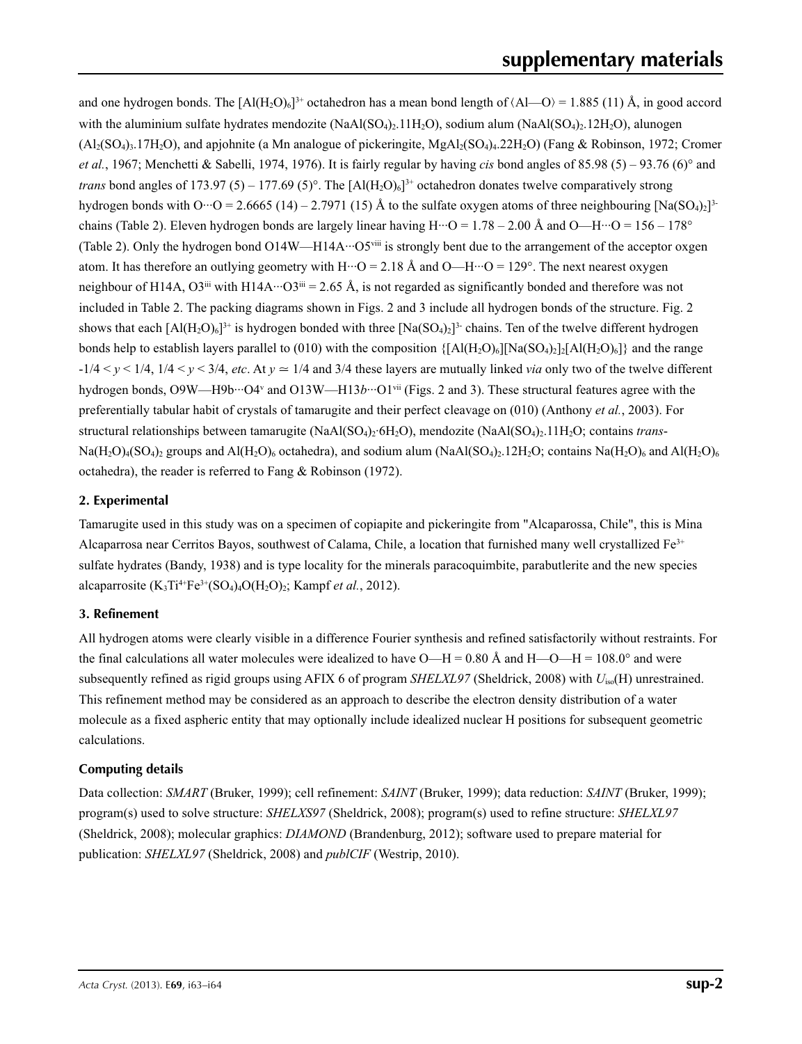and one hydrogen bonds. The $[Al(H_2O)_6]^{3+}$ octahedron has a mean bond length of ⟨Al—O⟩ = 1.885 (11) Å, in good accord with the aluminium sulfate hydrates mendozite ($NaAl(SO_4)_2.11H_2O$), sodium alum ($NaAl(SO_4)_2.12H_2O$), alunogen ($Al_2(SO_4)_3.17H_2O$), and apjohnite (a Mn analogue of pickeringite, $MgAl_2(SO_4)_4.22H_2O$) (Fang & Robinson, 1972; Cromer *et al.*, 1967; Menchetti & Sabelli, 1974, 1976). It is fairly regular by having *cis* bond angles of 85.98 (5) – 93.76 (6)° and *trans* bond angles of 173.97 (5) – 177.69 (5)°. The $[Al(H_2O)_6]^{3+}$ octahedron donates twelve comparatively strong hydrogen bonds with O···O = 2.6665 (14) – 2.7971 (15) Å to the sulfate oxygen atoms of three neighbouring $[Na(SO_4)_2]^{3-}$ chains (Table 2). Eleven hydrogen bonds are largely linear having H···O = 1.78 – 2.00 Å and O—H···O = 156 – 178° (Table 2). Only the hydrogen bond O14W—H14A···O5[viii] is strongly bent due to the arrangement of the acceptor oxgen atom. It has therefore an outlying geometry with H···O = 2.18 Å and O—H···O = 129°. The next nearest oxygen neighbour of H14A, O3[iii] with H14A···O3[iii] = 2.65 Å, is not regarded as significantly bonded and therefore was not included in Table 2. The packing diagrams shown in Figs. 2 and 3 include all hydrogen bonds of the structure. Fig. 2 shows that each $[Al(H_2O)_6]^{3+}$ is hydrogen bonded with three $[Na(SO_4)_2]^{3-}$ chains. Ten of the twelve different hydrogen bonds help to establish layers parallel to (010) with the composition $\{[Al(H_2O)_6][Na(SO_4)_2]_2[Al(H_2O)_6]\}$ and the range $-1/4 < y < 1/4$, $1/4 < y < 3/4$, *etc*. At $y \simeq 1/4$ and 3/4 these layers are mutually linked *via* only two of the twelve different hydrogen bonds, O9W—H9b···O4[v] and O13W—H13*b*···O1[vii] (Figs. 2 and 3). These structural features agree with the preferentially tabular habit of crystals of tamarugite and their perfect cleavage on (010) (Anthony *et al.*, 2003). For structural relationships between tamarugite ($NaAl(SO_4)_2 \cdot 6H_2O$), mendozite ($NaAl(SO_4)_2.11H_2O$; contains *trans*-$Na(H_2O)_4(SO_4)_2$ groups and $Al(H_2O)_6$ octahedra), and sodium alum ($NaAl(SO_4)_2.12H_2O$; contains $Na(H_2O)_6$ and $Al(H_2O)_6$ octahedra), the reader is referred to Fang & Robinson (1972).

## 2. Experimental

Tamarugite used in this study was on a specimen of copiapite and pickeringite from "Alcaparossa, Chile", this is Mina Alcaparrosa near Cerritos Bayos, southwest of Calama, Chile, a location that furnished many well crystallized $Fe^{3+}$ sulfate hydrates (Bandy, 1938) and is type locality for the minerals paracoquimbite, parabutlerite and the new species alcaparrosite ($K_3Ti^{4+}Fe^{3+}(SO_4)_4O(H_2O)_2$; Kampf *et al.*, 2012).

## 3. Refinement

All hydrogen atoms were clearly visible in a difference Fourier synthesis and refined satisfactorily without restraints. For the final calculations all water molecules were idealized to have O—H = 0.80 Å and H—O—H = 108.0° and were subsequently refined as rigid groups using AFIX 6 of program *SHELXL97* (Sheldrick, 2008) with $U_{iso}$(H) unrestrained. This refinement method may be considered as an approach to describe the electron density distribution of a water molecule as a fixed aspheric entity that may optionally include idealized nuclear H positions for subsequent geometric calculations.

### Computing details

Data collection: *SMART* (Bruker, 1999); cell refinement: *SAINT* (Bruker, 1999); data reduction: *SAINT* (Bruker, 1999); program(s) used to solve structure: *SHELXS97* (Sheldrick, 2008); program(s) used to refine structure: *SHELXL97* (Sheldrick, 2008); molecular graphics: *DIAMOND* (Brandenburg, 2012); software used to prepare material for publication: *SHELXL97* (Sheldrick, 2008) and *publCIF* (Westrip, 2010).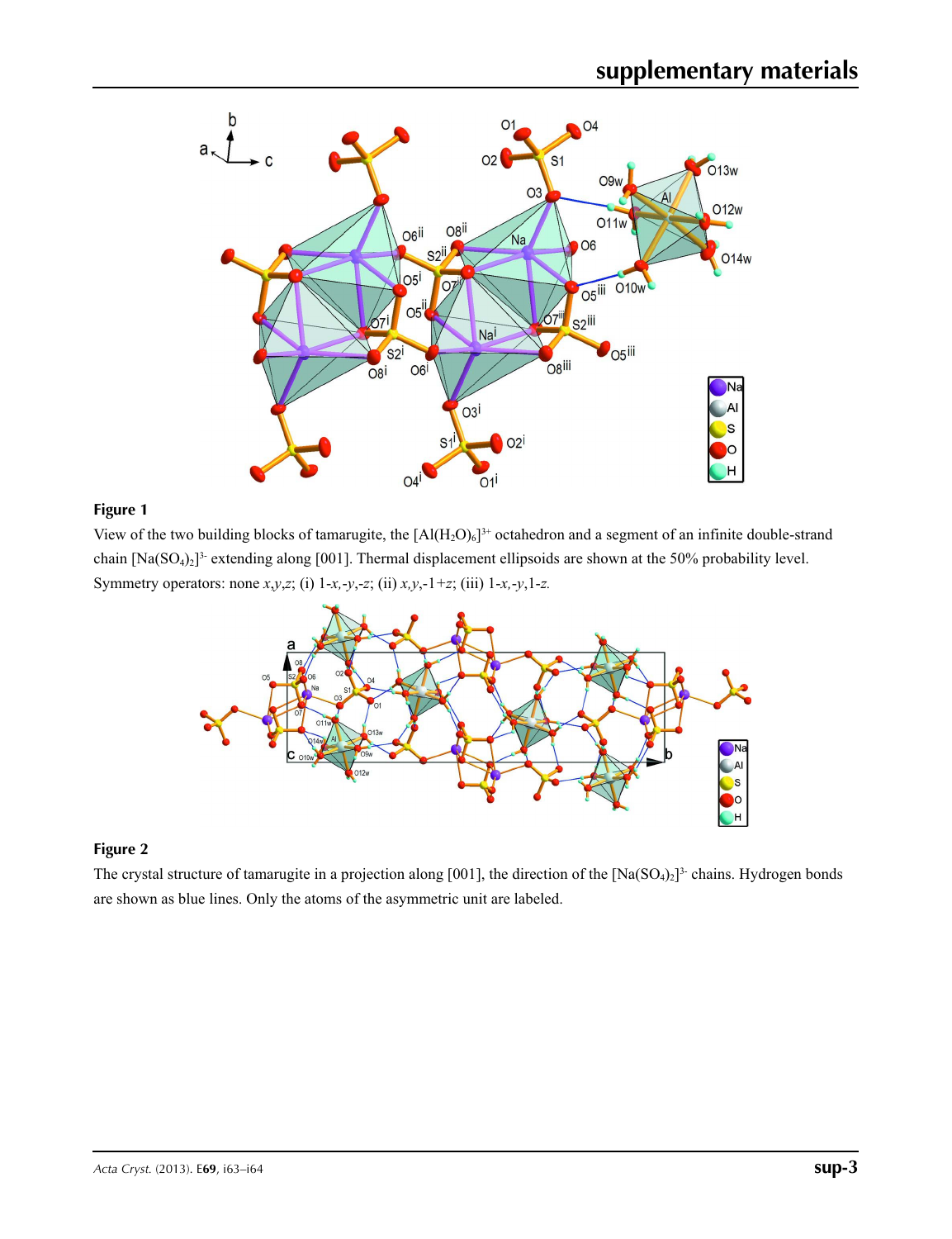**Figure 1**

View of the two building blocks of tamarugite, the $[Al(H_2O)_6]^{3+}$ octahedron and a segment of an infinite double-strand chain $[Na(SO_4)_2]^{3-}$ extending along [001]. Thermal displacement ellipsoids are shown at the 50% probability level. Symmetry operators: none *x*,*y*,*z*; (i) 1-*x*,-*y*,-*z*; (ii) *x*,*y*,-1+*z*; (iii) 1-*x*,-*y*,1-*z*.

**Figure 2**

The crystal structure of tamarugite in a projection along [001], the direction of the $[Na(SO_4)_2]^{3-}$ chains. Hydrogen bonds are shown as blue lines. Only the atoms of the asymmetric unit are labeled.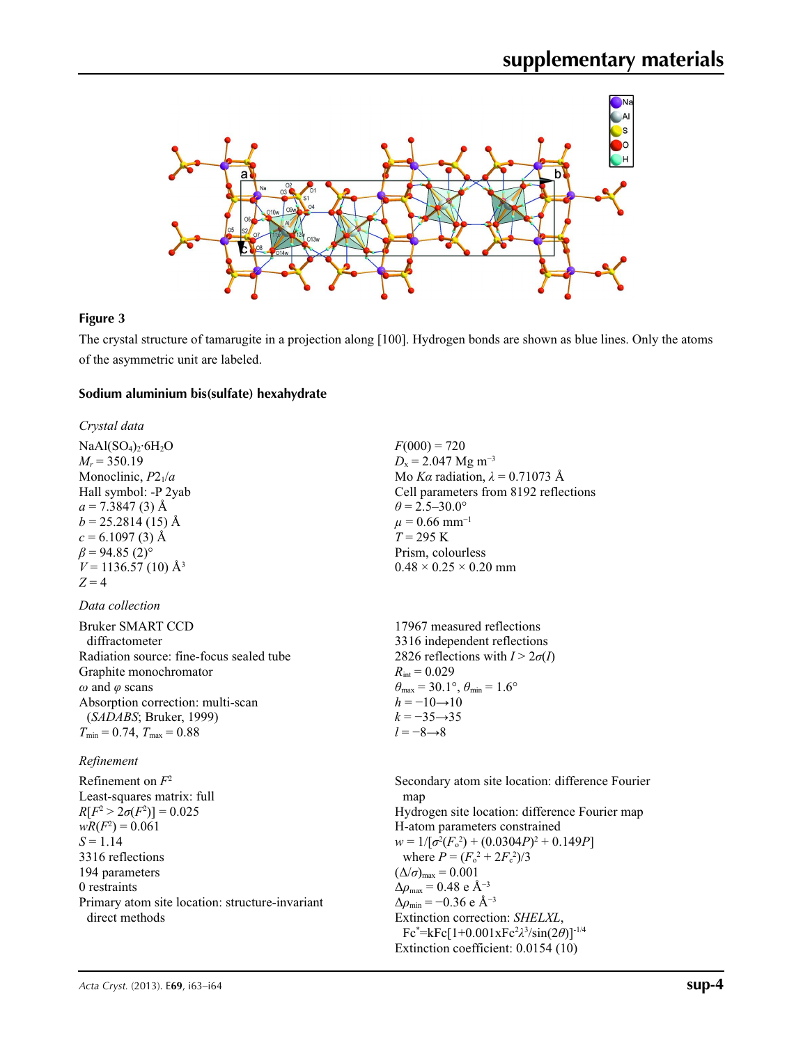## Figure 3

The crystal structure of tamarugite in a projection along [100]. Hydrogen bonds are shown as blue lines. Only the atoms of the asymmetric unit are labeled.

### Sodium aluminium bis(sulfate) hexahydrate

*Crystal data*

$NaAl(SO_4)_2 \cdot 6H_2O$
$M_r = 350.19$
Monoclinic, $P2_1/a$
Hall symbol: -P 2yab
$a = 7.3847$ (3) Å
$b = 25.2814$ (15) Å
$c = 6.1097$ (3) Å
$\beta = 94.85$ (2)°
$V = 1136.57$ (10) Å$^3$
$Z = 4$
$F(000) = 720$
$D_x = 2.047$ Mg m$^{-3}$
Mo $K\alpha$ radiation, $\lambda = 0.71073$ Å
Cell parameters from 8192 reflections
$\theta = 2.5$–30.0°
$\mu = 0.66$ mm$^{-1}$
$T = 295$ K
Prism, colourless
0.48 × 0.25 × 0.20 mm

*Data collection*

Bruker SMART CCD diffractometer
Radiation source: fine-focus sealed tube
Graphite monochromator
$\omega$ and $\varphi$ scans
Absorption correction: multi-scan (*SADABS*; Bruker, 1999)
$T_{min} = 0.74$, $T_{max} = 0.88$
17967 measured reflections
3316 independent reflections
2826 reflections with $I > 2\sigma(I)$
$R_{int} = 0.029$
$\theta_{max} = 30.1°$, $\theta_{min} = 1.6°$
$h = -10 \rightarrow 10$
$k = -35 \rightarrow 35$
$l = -8 \rightarrow 8$

*Refinement*

Refinement on $F^2$
Least-squares matrix: full
$R[F^2 > 2\sigma(F^2)] = 0.025$
$wR(F^2) = 0.061$
$S = 1.14$
3316 reflections
194 parameters
0 restraints
Primary atom site location: structure-invariant direct methods
Secondary atom site location: difference Fourier map
Hydrogen site location: difference Fourier map
H-atom parameters constrained
$w = 1/[\sigma^2(F_o^2) + (0.0304P)^2 + 0.149P]$
where $P = (F_o^2 + 2F_c^2)/3$
$(\Delta/\sigma)_{max} = 0.001$
$\Delta\rho_{max} = 0.48$ e Å$^{-3}$
$\Delta\rho_{min} = -0.36$ e Å$^{-3}$
Extinction correction: *SHELXL*, $Fc^* = kFc[1+0.001xFc^2\lambda^3/\sin(2\theta)]^{-1/4}$
Extinction coefficient: 0.0154 (10)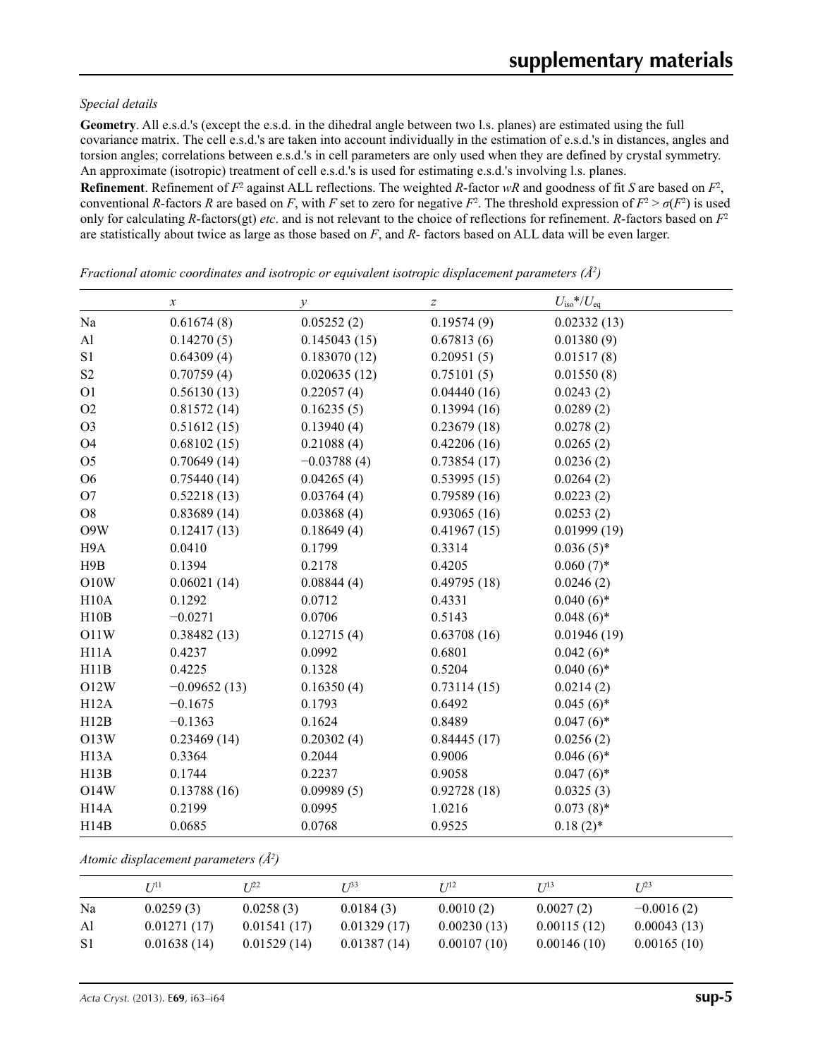*Special details*

**Geometry**. All e.s.d.'s (except the e.s.d. in the dihedral angle between two l.s. planes) are estimated using the full covariance matrix. The cell e.s.d.'s are taken into account individually in the estimation of e.s.d.'s in distances, angles and torsion angles; correlations between e.s.d.'s in cell parameters are only used when they are defined by crystal symmetry. An approximate (isotropic) treatment of cell e.s.d.'s is used for estimating e.s.d.'s involving l.s. planes.

**Refinement**. Refinement of $F^2$ against ALL reflections. The weighted $R$-factor $wR$ and goodness of fit $S$ are based on $F^2$, conventional $R$-factors $R$ are based on $F$, with $F$ set to zero for negative $F^2$. The threshold expression of $F^2 > \sigma(F^2)$ is used only for calculating $R$-factors(gt) *etc*. and is not relevant to the choice of reflections for refinement. $R$-factors based on $F^2$ are statistically about twice as large as those based on $F$, and $R$- factors based on ALL data will be even larger.

*Fractional atomic coordinates and isotropic or equivalent isotropic displacement parameters (Å$^2$)*

| | $x$ | $y$ | $z$ | $U_{iso}$*/$U_{eq}$ |
|---|---|---|---|---|
| Na | 0.61674 (8) | 0.05252 (2) | 0.19574 (9) | 0.02332 (13) |
| Al | 0.14270 (5) | 0.145043 (15) | 0.67813 (6) | 0.01380 (9) |
| S1 | 0.64309 (4) | 0.183070 (12) | 0.20951 (5) | 0.01517 (8) |
| S2 | 0.70759 (4) | 0.020635 (12) | 0.75101 (5) | 0.01550 (8) |
| O1 | 0.56130 (13) | 0.22057 (4) | 0.04440 (16) | 0.0243 (2) |
| O2 | 0.81572 (14) | 0.16235 (5) | 0.13994 (16) | 0.0289 (2) |
| O3 | 0.51612 (15) | 0.13940 (4) | 0.23679 (18) | 0.0278 (2) |
| O4 | 0.68102 (15) | 0.21088 (4) | 0.42206 (16) | 0.0265 (2) |
| O5 | 0.70649 (14) | −0.03788 (4) | 0.73854 (17) | 0.0236 (2) |
| O6 | 0.75440 (14) | 0.04265 (4) | 0.53995 (15) | 0.0264 (2) |
| O7 | 0.52218 (13) | 0.03764 (4) | 0.79589 (16) | 0.0223 (2) |
| O8 | 0.83689 (14) | 0.03868 (4) | 0.93065 (16) | 0.0253 (2) |
| O9W | 0.12417 (13) | 0.18649 (4) | 0.41967 (15) | 0.01999 (19) |
| H9A | 0.0410 | 0.1799 | 0.3314 | 0.036 (5)* |
| H9B | 0.1394 | 0.2178 | 0.4205 | 0.060 (7)* |
| O10W | 0.06021 (14) | 0.08844 (4) | 0.49795 (18) | 0.0246 (2) |
| H10A | 0.1292 | 0.0712 | 0.4331 | 0.040 (6)* |
| H10B | −0.0271 | 0.0706 | 0.5143 | 0.048 (6)* |
| O11W | 0.38482 (13) | 0.12715 (4) | 0.63708 (16) | 0.01946 (19) |
| H11A | 0.4237 | 0.0992 | 0.6801 | 0.042 (6)* |
| H11B | 0.4225 | 0.1328 | 0.5204 | 0.040 (6)* |
| O12W | −0.09652 (13) | 0.16350 (4) | 0.73114 (15) | 0.0214 (2) |
| H12A | −0.1675 | 0.1793 | 0.6492 | 0.045 (6)* |
| H12B | −0.1363 | 0.1624 | 0.8489 | 0.047 (6)* |
| O13W | 0.23469 (14) | 0.20302 (4) | 0.84445 (17) | 0.0256 (2) |
| H13A | 0.3364 | 0.2044 | 0.9006 | 0.046 (6)* |
| H13B | 0.1744 | 0.2237 | 0.9058 | 0.047 (6)* |
| O14W | 0.13788 (16) | 0.09989 (5) | 0.92728 (18) | 0.0325 (3) |
| H14A | 0.2199 | 0.0995 | 1.0216 | 0.073 (8)* |
| H14B | 0.0685 | 0.0768 | 0.9525 | 0.18 (2)* |

*Atomic displacement parameters (Å$^2$)*

| | $U^{11}$ | $U^{22}$ | $U^{33}$ | $U^{12}$ | $U^{13}$ | $U^{23}$ |
|---|---|---|---|---|---|---|
| Na | 0.0259 (3) | 0.0258 (3) | 0.0184 (3) | 0.0010 (2) | 0.0027 (2) | −0.0016 (2) |
| Al | 0.01271 (17) | 0.01541 (17) | 0.01329 (17) | 0.00230 (13) | 0.00115 (12) | 0.00043 (13) |
| S1 | 0.01638 (14) | 0.01529 (14) | 0.01387 (14) | 0.00107 (10) | 0.00146 (10) | 0.00165 (10) |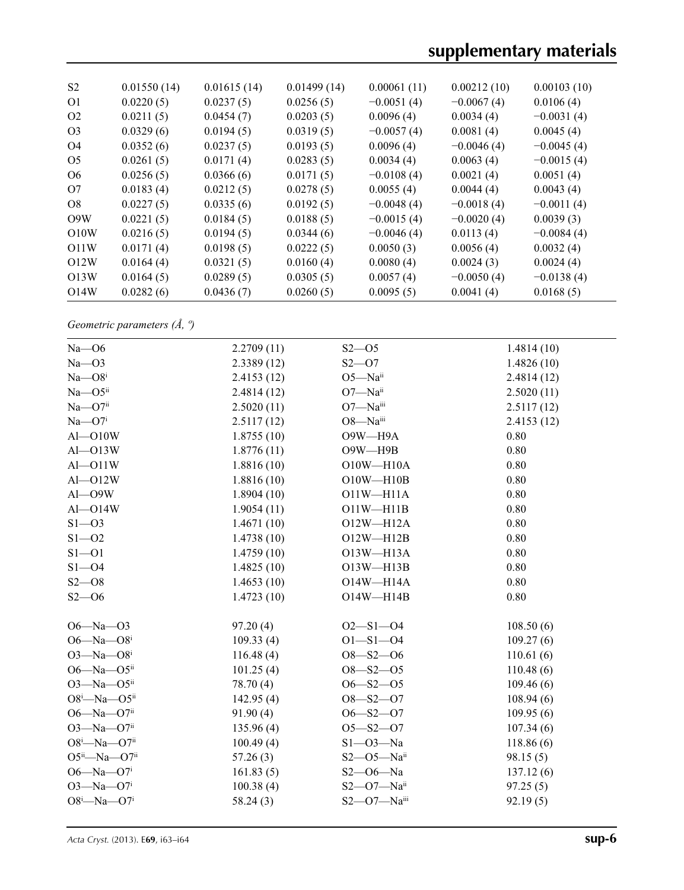| | | | | | | |
|---|---|---|---|---|---|---|
| S2 | 0.01550 (14) | 0.01615 (14) | 0.01499 (14) | 0.00061 (11) | 0.00212 (10) | 0.00103 (10) |
| O1 | 0.0220 (5) | 0.0237 (5) | 0.0256 (5) | −0.0051 (4) | −0.0067 (4) | 0.0106 (4) |
| O2 | 0.0211 (5) | 0.0454 (7) | 0.0203 (5) | 0.0096 (4) | 0.0034 (4) | −0.0031 (4) |
| O3 | 0.0329 (6) | 0.0194 (5) | 0.0319 (5) | −0.0057 (4) | 0.0081 (4) | 0.0045 (4) |
| O4 | 0.0352 (6) | 0.0237 (5) | 0.0193 (5) | 0.0096 (4) | −0.0046 (4) | −0.0045 (4) |
| O5 | 0.0261 (5) | 0.0171 (4) | 0.0283 (5) | 0.0034 (4) | 0.0063 (4) | −0.0015 (4) |
| O6 | 0.0256 (5) | 0.0366 (6) | 0.0171 (5) | −0.0108 (4) | 0.0021 (4) | 0.0051 (4) |
| O7 | 0.0183 (4) | 0.0212 (5) | 0.0278 (5) | 0.0055 (4) | 0.0044 (4) | 0.0043 (4) |
| O8 | 0.0227 (5) | 0.0335 (6) | 0.0192 (5) | −0.0048 (4) | −0.0018 (4) | −0.0011 (4) |
| O9W | 0.0221 (5) | 0.0184 (5) | 0.0188 (5) | −0.0015 (4) | −0.0020 (4) | 0.0039 (3) |
| O10W | 0.0216 (5) | 0.0194 (5) | 0.0344 (6) | −0.0046 (4) | 0.0113 (4) | −0.0084 (4) |
| O11W | 0.0171 (4) | 0.0198 (5) | 0.0222 (5) | 0.0050 (3) | 0.0056 (4) | 0.0032 (4) |
| O12W | 0.0164 (4) | 0.0321 (5) | 0.0160 (4) | 0.0080 (4) | 0.0024 (3) | 0.0024 (4) |
| O13W | 0.0164 (5) | 0.0289 (5) | 0.0305 (5) | 0.0057 (4) | −0.0050 (4) | −0.0138 (4) |
| O14W | 0.0282 (6) | 0.0436 (7) | 0.0260 (5) | 0.0095 (5) | 0.0041 (4) | 0.0168 (5) |

*Geometric parameters (Å, º)*

| | | | |
|---|---|---|---|
| Na—O6 | 2.2709 (11) | S2—O5 | 1.4814 (10) |
| Na—O3 | 2.3389 (12) | S2—O7 | 1.4826 (10) |
| Na—O8$^{i}$ | 2.4153 (12) | O5—Na$^{ii}$ | 2.4814 (12) |
| Na—O5$^{ii}$ | 2.4814 (12) | O7—Na$^{ii}$ | 2.5020 (11) |
| Na—O7$^{ii}$ | 2.5020 (11) | O7—Na$^{iii}$ | 2.5117 (12) |
| Na—O7$^{i}$ | 2.5117 (12) | O8—Na$^{iii}$ | 2.4153 (12) |
| Al—O10W | 1.8755 (10) | O9W—H9A | 0.80 |
| Al—O13W | 1.8776 (11) | O9W—H9B | 0.80 |
| Al—O11W | 1.8816 (10) | O10W—H10A | 0.80 |
| Al—O12W | 1.8816 (10) | O10W—H10B | 0.80 |
| Al—O9W | 1.8904 (10) | O11W—H11A | 0.80 |
| Al—O14W | 1.9054 (11) | O11W—H11B | 0.80 |
| S1—O3 | 1.4671 (10) | O12W—H12A | 0.80 |
| S1—O2 | 1.4738 (10) | O12W—H12B | 0.80 |
| S1—O1 | 1.4759 (10) | O13W—H13A | 0.80 |
| S1—O4 | 1.4825 (10) | O13W—H13B | 0.80 |
| S2—O8 | 1.4653 (10) | O14W—H14A | 0.80 |
| S2—O6 | 1.4723 (10) | O14W—H14B | 0.80 |
| | | | |
| O6—Na—O3 | 97.20 (4) | O2—S1—O4 | 108.50 (6) |
| O6—Na—O8$^{i}$ | 109.33 (4) | O1—S1—O4 | 109.27 (6) |
| O3—Na—O8$^{i}$ | 116.48 (4) | O8—S2—O6 | 110.61 (6) |
| O6—Na—O5$^{ii}$ | 101.25 (4) | O8—S2—O5 | 110.48 (6) |
| O3—Na—O5$^{ii}$ | 78.70 (4) | O6—S2—O5 | 109.46 (6) |
| O8$^{i}$—Na—O5$^{ii}$ | 142.95 (4) | O8—S2—O7 | 108.94 (6) |
| O6—Na—O7$^{ii}$ | 91.90 (4) | O6—S2—O7 | 109.95 (6) |
| O3—Na—O7$^{ii}$ | 135.96 (4) | O5—S2—O7 | 107.34 (6) |
| O8$^{i}$—Na—O7$^{ii}$ | 100.49 (4) | S1—O3—Na | 118.86 (6) |
| O5$^{ii}$—Na—O7$^{ii}$ | 57.26 (3) | S2—O5—Na$^{ii}$ | 98.15 (5) |
| O6—Na—O7$^{i}$ | 161.83 (5) | S2—O6—Na | 137.12 (6) |
| O3—Na—O7$^{i}$ | 100.38 (4) | S2—O7—Na$^{ii}$ | 97.25 (5) |
| O8$^{i}$—Na—O7$^{i}$ | 58.24 (3) | S2—O7—Na$^{iii}$ | 92.19 (5) |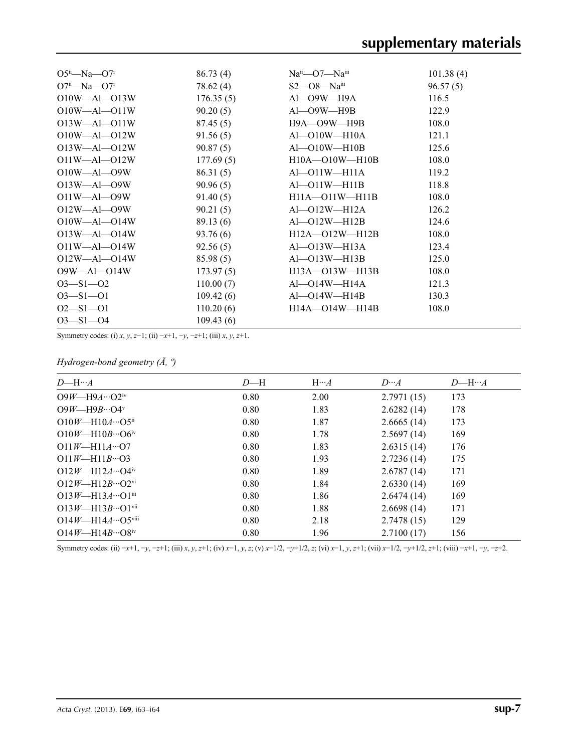| | | | |
|---|---|---|---|
| O5[ii]—Na—O7[i] | 86.73 (4) | Na[ii]—O7—Na[iii] | 101.38 (4) |
| O7[ii]—Na—O7[i] | 78.62 (4) | S2—O8—Na[iii] | 96.57 (5) |
| O10W—Al—O13W | 176.35 (5) | Al—O9W—H9A | 116.5 |
| O10W—Al—O11W | 90.20 (5) | Al—O9W—H9B | 122.9 |
| O13W—Al—O11W | 87.45 (5) | H9A—O9W—H9B | 108.0 |
| O10W—Al—O12W | 91.56 (5) | Al—O10W—H10A | 121.1 |
| O13W—Al—O12W | 90.87 (5) | Al—O10W—H10B | 125.6 |
| O11W—Al—O12W | 177.69 (5) | H10A—O10W—H10B | 108.0 |
| O10W—Al—O9W | 86.31 (5) | Al—O11W—H11A | 119.2 |
| O13W—Al—O9W | 90.96 (5) | Al—O11W—H11B | 118.8 |
| O11W—Al—O9W | 91.40 (5) | H11A—O11W—H11B | 108.0 |
| O12W—Al—O9W | 90.21 (5) | Al—O12W—H12A | 126.2 |
| O10W—Al—O14W | 89.13 (6) | Al—O12W—H12B | 124.6 |
| O13W—Al—O14W | 93.76 (6) | H12A—O12W—H12B | 108.0 |
| O11W—Al—O14W | 92.56 (5) | Al—O13W—H13A | 123.4 |
| O12W—Al—O14W | 85.98 (5) | Al—O13W—H13B | 125.0 |
| O9W—Al—O14W | 173.97 (5) | H13A—O13W—H13B | 108.0 |
| O3—S1—O2 | 110.00 (7) | Al—O14W—H14A | 121.3 |
| O3—S1—O1 | 109.42 (6) | Al—O14W—H14B | 130.3 |
| O2—S1—O1 | 110.20 (6) | H14A—O14W—H14B | 108.0 |
| O3—S1—O4 | 109.43 (6) | | |

Symmetry codes: (i) *x*, *y*, *z*−1; (ii) −*x*+1, −*y*, −*z*+1; (iii) *x*, *y*, *z*+1.

*Hydrogen-bond geometry (Å, º)*

| *D*—H···*A* | *D*—H | H···*A* | *D*···*A* | *D*—H···*A* |
|---|---|---|---|---|
| O9*W*—H9*A*···O2[iv] | 0.80 | 2.00 | 2.7971 (15) | 173 |
| O9*W*—H9*B*···O4[v] | 0.80 | 1.83 | 2.6282 (14) | 178 |
| O10*W*—H10*A*···O5[ii] | 0.80 | 1.87 | 2.6665 (14) | 173 |
| O10*W*—H10*B*···O6[iv] | 0.80 | 1.78 | 2.5697 (14) | 169 |
| O11*W*—H11*A*···O7 | 0.80 | 1.83 | 2.6315 (14) | 176 |
| O11*W*—H11*B*···O3 | 0.80 | 1.93 | 2.7236 (14) | 175 |
| O12*W*—H12*A*···O4[iv] | 0.80 | 1.89 | 2.6787 (14) | 171 |
| O12*W*—H12*B*···O2[vi] | 0.80 | 1.84 | 2.6330 (14) | 169 |
| O13*W*—H13*A*···O1[iii] | 0.80 | 1.86 | 2.6474 (14) | 169 |
| O13*W*—H13*B*···O1[vii] | 0.80 | 1.88 | 2.6698 (14) | 171 |
| O14*W*—H14*A*···O5[viii] | 0.80 | 2.18 | 2.7478 (15) | 129 |
| O14*W*—H14*B*···O8[iv] | 0.80 | 1.96 | 2.7100 (17) | 156 |

Symmetry codes: (ii) −*x*+1, −*y*, −*z*+1; (iii) *x*, *y*, *z*+1; (iv) *x*−1, *y*, *z*; (v) *x*−1/2, −*y*+1/2, *z*; (vi) *x*−1, *y*, *z*+1; (vii) *x*−1/2, −*y*+1/2, *z*+1; (viii) −*x*+1, −*y*, −*z*+2.